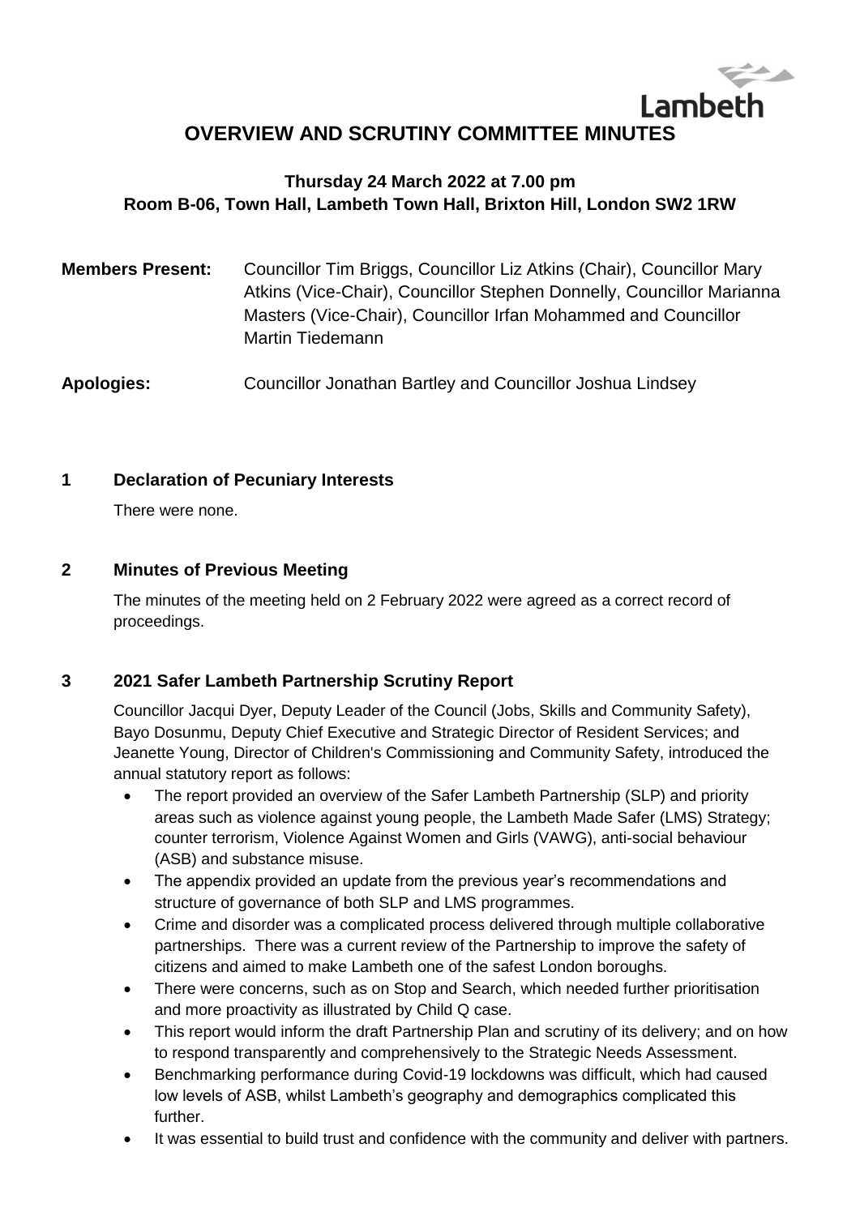Lambeth

# OVERVIEW AND SCRUTINY COMMITTEE MINUTES

**Thursday 24 March 2022 at 7.00 pm**
**Room B-06, Town Hall, Lambeth Town Hall, Brixton Hill, London SW2 1RW**

**Members Present:** Councillor Tim Briggs, Councillor Liz Atkins (Chair), Councillor Mary Atkins (Vice-Chair), Councillor Stephen Donnelly, Councillor Marianna Masters (Vice-Chair), Councillor Irfan Mohammed and Councillor Martin Tiedemann

**Apologies:** Councillor Jonathan Bartley and Councillor Joshua Lindsey

## 1 Declaration of Pecuniary Interests

There were none.

## 2 Minutes of Previous Meeting

The minutes of the meeting held on 2 February 2022 were agreed as a correct record of proceedings.

## 3 2021 Safer Lambeth Partnership Scrutiny Report

Councillor Jacqui Dyer, Deputy Leader of the Council (Jobs, Skills and Community Safety), Bayo Dosunmu, Deputy Chief Executive and Strategic Director of Resident Services; and Jeanette Young, Director of Children's Commissioning and Community Safety, introduced the annual statutory report as follows:

- The report provided an overview of the Safer Lambeth Partnership (SLP) and priority areas such as violence against young people, the Lambeth Made Safer (LMS) Strategy; counter terrorism, Violence Against Women and Girls (VAWG), anti-social behaviour (ASB) and substance misuse.
- The appendix provided an update from the previous year's recommendations and structure of governance of both SLP and LMS programmes.
- Crime and disorder was a complicated process delivered through multiple collaborative partnerships. There was a current review of the Partnership to improve the safety of citizens and aimed to make Lambeth one of the safest London boroughs.
- There were concerns, such as on Stop and Search, which needed further prioritisation and more proactivity as illustrated by Child Q case.
- This report would inform the draft Partnership Plan and scrutiny of its delivery; and on how to respond transparently and comprehensively to the Strategic Needs Assessment.
- Benchmarking performance during Covid-19 lockdowns was difficult, which had caused low levels of ASB, whilst Lambeth's geography and demographics complicated this further.
- It was essential to build trust and confidence with the community and deliver with partners.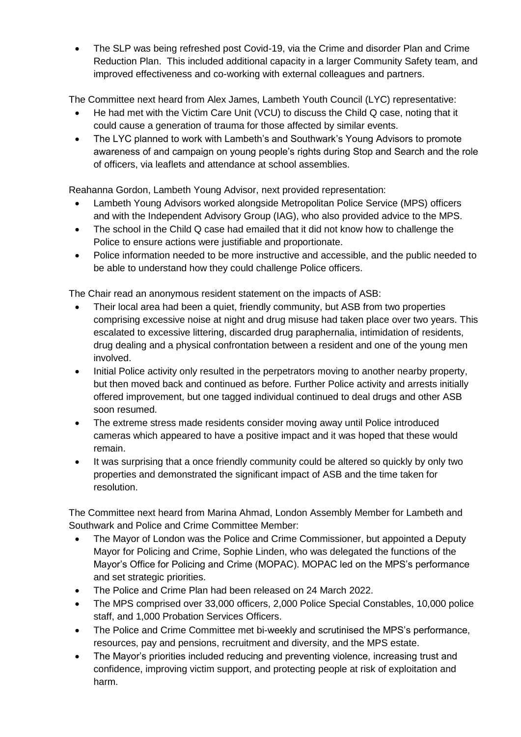- The SLP was being refreshed post Covid-19, via the Crime and disorder Plan and Crime Reduction Plan. This included additional capacity in a larger Community Safety team, and improved effectiveness and co-working with external colleagues and partners.

The Committee next heard from Alex James, Lambeth Youth Council (LYC) representative:

- He had met with the Victim Care Unit (VCU) to discuss the Child Q case, noting that it could cause a generation of trauma for those affected by similar events.
- The LYC planned to work with Lambeth's and Southwark's Young Advisors to promote awareness of and campaign on young people's rights during Stop and Search and the role of officers, via leaflets and attendance at school assemblies.

Reahanna Gordon, Lambeth Young Advisor, next provided representation:

- Lambeth Young Advisors worked alongside Metropolitan Police Service (MPS) officers and with the Independent Advisory Group (IAG), who also provided advice to the MPS.
- The school in the Child Q case had emailed that it did not know how to challenge the Police to ensure actions were justifiable and proportionate.
- Police information needed to be more instructive and accessible, and the public needed to be able to understand how they could challenge Police officers.

The Chair read an anonymous resident statement on the impacts of ASB:

- Their local area had been a quiet, friendly community, but ASB from two properties comprising excessive noise at night and drug misuse had taken place over two years. This escalated to excessive littering, discarded drug paraphernalia, intimidation of residents, drug dealing and a physical confrontation between a resident and one of the young men involved.
- Initial Police activity only resulted in the perpetrators moving to another nearby property, but then moved back and continued as before. Further Police activity and arrests initially offered improvement, but one tagged individual continued to deal drugs and other ASB soon resumed.
- The extreme stress made residents consider moving away until Police introduced cameras which appeared to have a positive impact and it was hoped that these would remain.
- It was surprising that a once friendly community could be altered so quickly by only two properties and demonstrated the significant impact of ASB and the time taken for resolution.

The Committee next heard from Marina Ahmad, London Assembly Member for Lambeth and Southwark and Police and Crime Committee Member:

- The Mayor of London was the Police and Crime Commissioner, but appointed a Deputy Mayor for Policing and Crime, Sophie Linden, who was delegated the functions of the Mayor's Office for Policing and Crime (MOPAC). MOPAC led on the MPS's performance and set strategic priorities.
- The Police and Crime Plan had been released on 24 March 2022.
- The MPS comprised over 33,000 officers, 2,000 Police Special Constables, 10,000 police staff, and 1,000 Probation Services Officers.
- The Police and Crime Committee met bi-weekly and scrutinised the MPS's performance, resources, pay and pensions, recruitment and diversity, and the MPS estate.
- The Mayor's priorities included reducing and preventing violence, increasing trust and confidence, improving victim support, and protecting people at risk of exploitation and harm.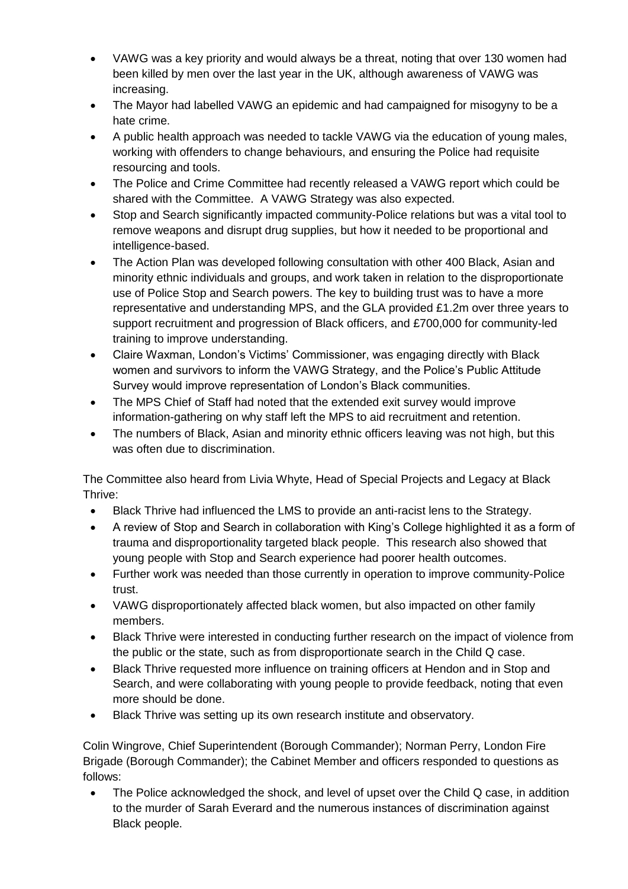- VAWG was a key priority and would always be a threat, noting that over 130 women had been killed by men over the last year in the UK, although awareness of VAWG was increasing.
- The Mayor had labelled VAWG an epidemic and had campaigned for misogyny to be a hate crime.
- A public health approach was needed to tackle VAWG via the education of young males, working with offenders to change behaviours, and ensuring the Police had requisite resourcing and tools.
- The Police and Crime Committee had recently released a VAWG report which could be shared with the Committee. A VAWG Strategy was also expected.
- Stop and Search significantly impacted community-Police relations but was a vital tool to remove weapons and disrupt drug supplies, but how it needed to be proportional and intelligence-based.
- The Action Plan was developed following consultation with other 400 Black, Asian and minority ethnic individuals and groups, and work taken in relation to the disproportionate use of Police Stop and Search powers. The key to building trust was to have a more representative and understanding MPS, and the GLA provided £1.2m over three years to support recruitment and progression of Black officers, and £700,000 for community-led training to improve understanding.
- Claire Waxman, London's Victims' Commissioner, was engaging directly with Black women and survivors to inform the VAWG Strategy, and the Police's Public Attitude Survey would improve representation of London's Black communities.
- The MPS Chief of Staff had noted that the extended exit survey would improve information-gathering on why staff left the MPS to aid recruitment and retention.
- The numbers of Black, Asian and minority ethnic officers leaving was not high, but this was often due to discrimination.

The Committee also heard from Livia Whyte, Head of Special Projects and Legacy at Black Thrive:

- Black Thrive had influenced the LMS to provide an anti-racist lens to the Strategy.
- A review of Stop and Search in collaboration with King's College highlighted it as a form of trauma and disproportionality targeted black people. This research also showed that young people with Stop and Search experience had poorer health outcomes.
- Further work was needed than those currently in operation to improve community-Police trust.
- VAWG disproportionately affected black women, but also impacted on other family members.
- Black Thrive were interested in conducting further research on the impact of violence from the public or the state, such as from disproportionate search in the Child Q case.
- Black Thrive requested more influence on training officers at Hendon and in Stop and Search, and were collaborating with young people to provide feedback, noting that even more should be done.
- Black Thrive was setting up its own research institute and observatory.

Colin Wingrove, Chief Superintendent (Borough Commander); Norman Perry, London Fire Brigade (Borough Commander); the Cabinet Member and officers responded to questions as follows:

- The Police acknowledged the shock, and level of upset over the Child Q case, in addition to the murder of Sarah Everard and the numerous instances of discrimination against Black people.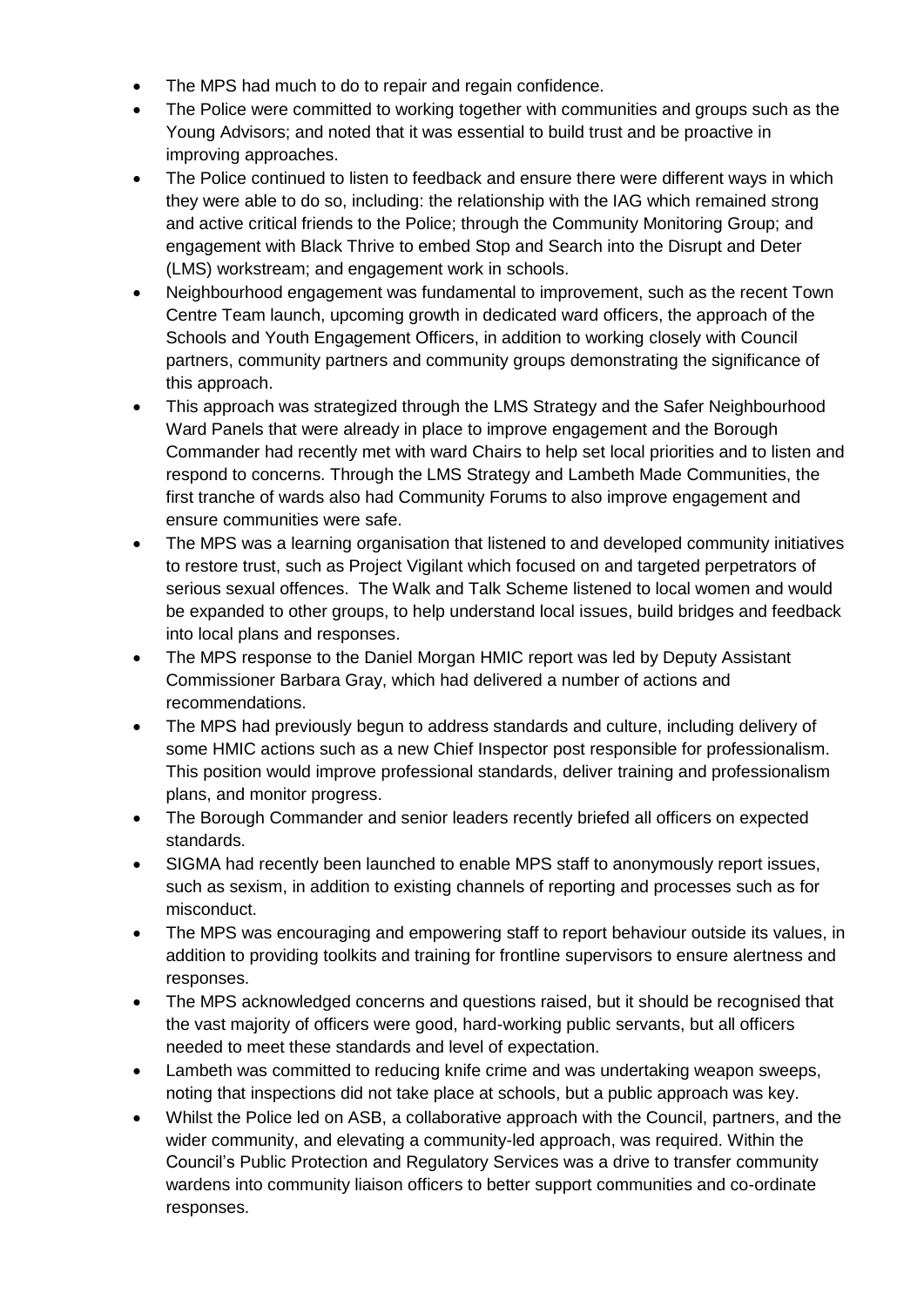- The MPS had much to do to repair and regain confidence.
- The Police were committed to working together with communities and groups such as the Young Advisors; and noted that it was essential to build trust and be proactive in improving approaches.
- The Police continued to listen to feedback and ensure there were different ways in which they were able to do so, including: the relationship with the IAG which remained strong and active critical friends to the Police; through the Community Monitoring Group; and engagement with Black Thrive to embed Stop and Search into the Disrupt and Deter (LMS) workstream; and engagement work in schools.
- Neighbourhood engagement was fundamental to improvement, such as the recent Town Centre Team launch, upcoming growth in dedicated ward officers, the approach of the Schools and Youth Engagement Officers, in addition to working closely with Council partners, community partners and community groups demonstrating the significance of this approach.
- This approach was strategized through the LMS Strategy and the Safer Neighbourhood Ward Panels that were already in place to improve engagement and the Borough Commander had recently met with ward Chairs to help set local priorities and to listen and respond to concerns. Through the LMS Strategy and Lambeth Made Communities, the first tranche of wards also had Community Forums to also improve engagement and ensure communities were safe.
- The MPS was a learning organisation that listened to and developed community initiatives to restore trust, such as Project Vigilant which focused on and targeted perpetrators of serious sexual offences. The Walk and Talk Scheme listened to local women and would be expanded to other groups, to help understand local issues, build bridges and feedback into local plans and responses.
- The MPS response to the Daniel Morgan HMIC report was led by Deputy Assistant Commissioner Barbara Gray, which had delivered a number of actions and recommendations.
- The MPS had previously begun to address standards and culture, including delivery of some HMIC actions such as a new Chief Inspector post responsible for professionalism. This position would improve professional standards, deliver training and professionalism plans, and monitor progress.
- The Borough Commander and senior leaders recently briefed all officers on expected standards.
- SIGMA had recently been launched to enable MPS staff to anonymously report issues, such as sexism, in addition to existing channels of reporting and processes such as for misconduct.
- The MPS was encouraging and empowering staff to report behaviour outside its values, in addition to providing toolkits and training for frontline supervisors to ensure alertness and responses.
- The MPS acknowledged concerns and questions raised, but it should be recognised that the vast majority of officers were good, hard-working public servants, but all officers needed to meet these standards and level of expectation.
- Lambeth was committed to reducing knife crime and was undertaking weapon sweeps, noting that inspections did not take place at schools, but a public approach was key.
- Whilst the Police led on ASB, a collaborative approach with the Council, partners, and the wider community, and elevating a community-led approach, was required. Within the Council's Public Protection and Regulatory Services was a drive to transfer community wardens into community liaison officers to better support communities and co-ordinate responses.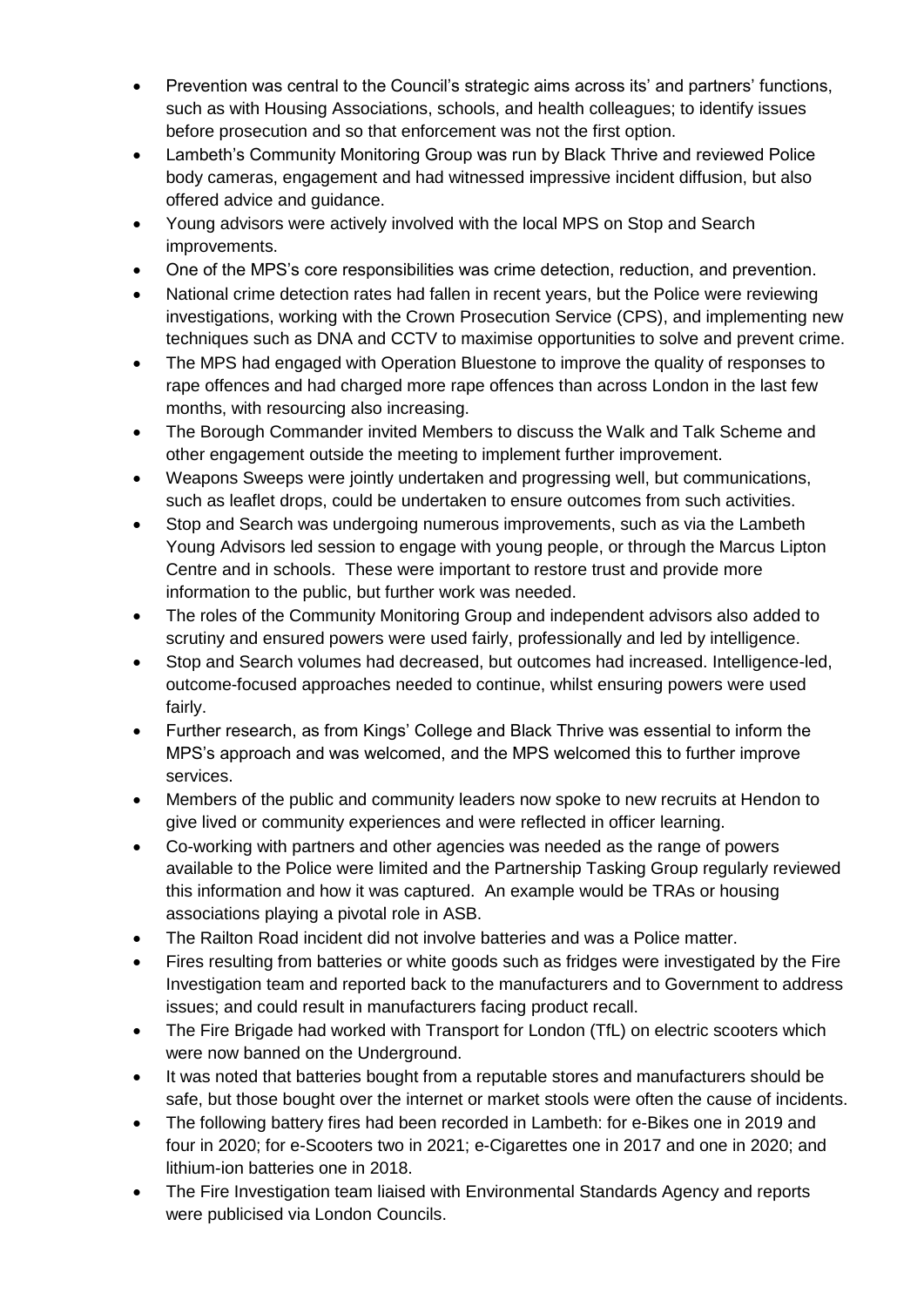- Prevention was central to the Council's strategic aims across its' and partners' functions, such as with Housing Associations, schools, and health colleagues; to identify issues before prosecution and so that enforcement was not the first option.
- Lambeth's Community Monitoring Group was run by Black Thrive and reviewed Police body cameras, engagement and had witnessed impressive incident diffusion, but also offered advice and guidance.
- Young advisors were actively involved with the local MPS on Stop and Search improvements.
- One of the MPS's core responsibilities was crime detection, reduction, and prevention.
- National crime detection rates had fallen in recent years, but the Police were reviewing investigations, working with the Crown Prosecution Service (CPS), and implementing new techniques such as DNA and CCTV to maximise opportunities to solve and prevent crime.
- The MPS had engaged with Operation Bluestone to improve the quality of responses to rape offences and had charged more rape offences than across London in the last few months, with resourcing also increasing.
- The Borough Commander invited Members to discuss the Walk and Talk Scheme and other engagement outside the meeting to implement further improvement.
- Weapons Sweeps were jointly undertaken and progressing well, but communications, such as leaflet drops, could be undertaken to ensure outcomes from such activities.
- Stop and Search was undergoing numerous improvements, such as via the Lambeth Young Advisors led session to engage with young people, or through the Marcus Lipton Centre and in schools. These were important to restore trust and provide more information to the public, but further work was needed.
- The roles of the Community Monitoring Group and independent advisors also added to scrutiny and ensured powers were used fairly, professionally and led by intelligence.
- Stop and Search volumes had decreased, but outcomes had increased. Intelligence-led, outcome-focused approaches needed to continue, whilst ensuring powers were used fairly.
- Further research, as from Kings' College and Black Thrive was essential to inform the MPS's approach and was welcomed, and the MPS welcomed this to further improve services.
- Members of the public and community leaders now spoke to new recruits at Hendon to give lived or community experiences and were reflected in officer learning.
- Co-working with partners and other agencies was needed as the range of powers available to the Police were limited and the Partnership Tasking Group regularly reviewed this information and how it was captured. An example would be TRAs or housing associations playing a pivotal role in ASB.
- The Railton Road incident did not involve batteries and was a Police matter.
- Fires resulting from batteries or white goods such as fridges were investigated by the Fire Investigation team and reported back to the manufacturers and to Government to address issues; and could result in manufacturers facing product recall.
- The Fire Brigade had worked with Transport for London (TfL) on electric scooters which were now banned on the Underground.
- It was noted that batteries bought from a reputable stores and manufacturers should be safe, but those bought over the internet or market stools were often the cause of incidents.
- The following battery fires had been recorded in Lambeth: for e-Bikes one in 2019 and four in 2020; for e-Scooters two in 2021; e-Cigarettes one in 2017 and one in 2020; and lithium-ion batteries one in 2018.
- The Fire Investigation team liaised with Environmental Standards Agency and reports were publicised via London Councils.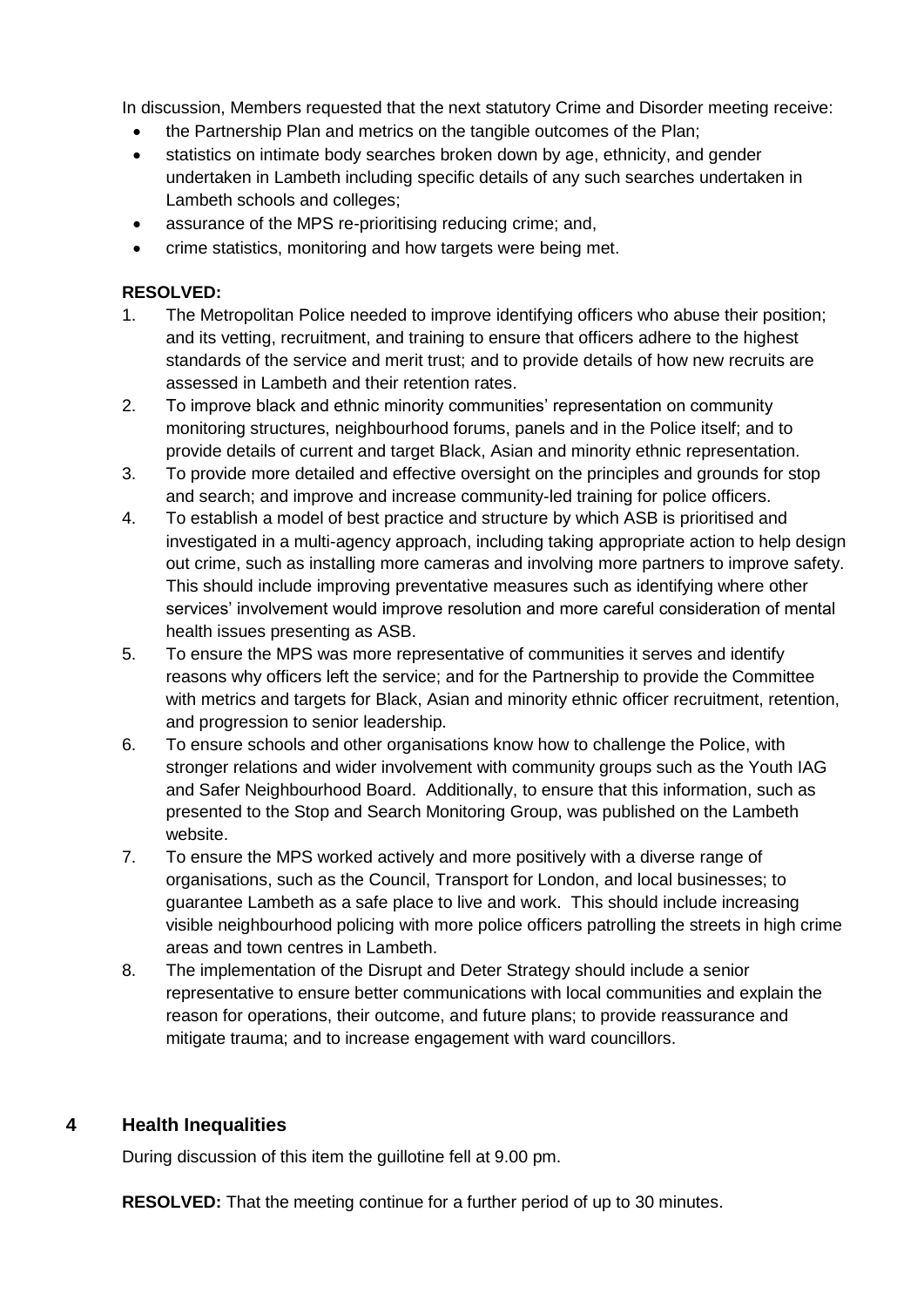In discussion, Members requested that the next statutory Crime and Disorder meeting receive:

- the Partnership Plan and metrics on the tangible outcomes of the Plan;
- statistics on intimate body searches broken down by age, ethnicity, and gender undertaken in Lambeth including specific details of any such searches undertaken in Lambeth schools and colleges;
- assurance of the MPS re-prioritising reducing crime; and,
- crime statistics, monitoring and how targets were being met.

**RESOLVED:**

1. The Metropolitan Police needed to improve identifying officers who abuse their position; and its vetting, recruitment, and training to ensure that officers adhere to the highest standards of the service and merit trust; and to provide details of how new recruits are assessed in Lambeth and their retention rates.
2. To improve black and ethnic minority communities' representation on community monitoring structures, neighbourhood forums, panels and in the Police itself; and to provide details of current and target Black, Asian and minority ethnic representation.
3. To provide more detailed and effective oversight on the principles and grounds for stop and search; and improve and increase community-led training for police officers.
4. To establish a model of best practice and structure by which ASB is prioritised and investigated in a multi-agency approach, including taking appropriate action to help design out crime, such as installing more cameras and involving more partners to improve safety. This should include improving preventative measures such as identifying where other services' involvement would improve resolution and more careful consideration of mental health issues presenting as ASB.
5. To ensure the MPS was more representative of communities it serves and identify reasons why officers left the service; and for the Partnership to provide the Committee with metrics and targets for Black, Asian and minority ethnic officer recruitment, retention, and progression to senior leadership.
6. To ensure schools and other organisations know how to challenge the Police, with stronger relations and wider involvement with community groups such as the Youth IAG and Safer Neighbourhood Board. Additionally, to ensure that this information, such as presented to the Stop and Search Monitoring Group, was published on the Lambeth website.
7. To ensure the MPS worked actively and more positively with a diverse range of organisations, such as the Council, Transport for London, and local businesses; to guarantee Lambeth as a safe place to live and work. This should include increasing visible neighbourhood policing with more police officers patrolling the streets in high crime areas and town centres in Lambeth.
8. The implementation of the Disrupt and Deter Strategy should include a senior representative to ensure better communications with local communities and explain the reason for operations, their outcome, and future plans; to provide reassurance and mitigate trauma; and to increase engagement with ward councillors.

## 4 Health Inequalities

During discussion of this item the guillotine fell at 9.00 pm.

**RESOLVED:** That the meeting continue for a further period of up to 30 minutes.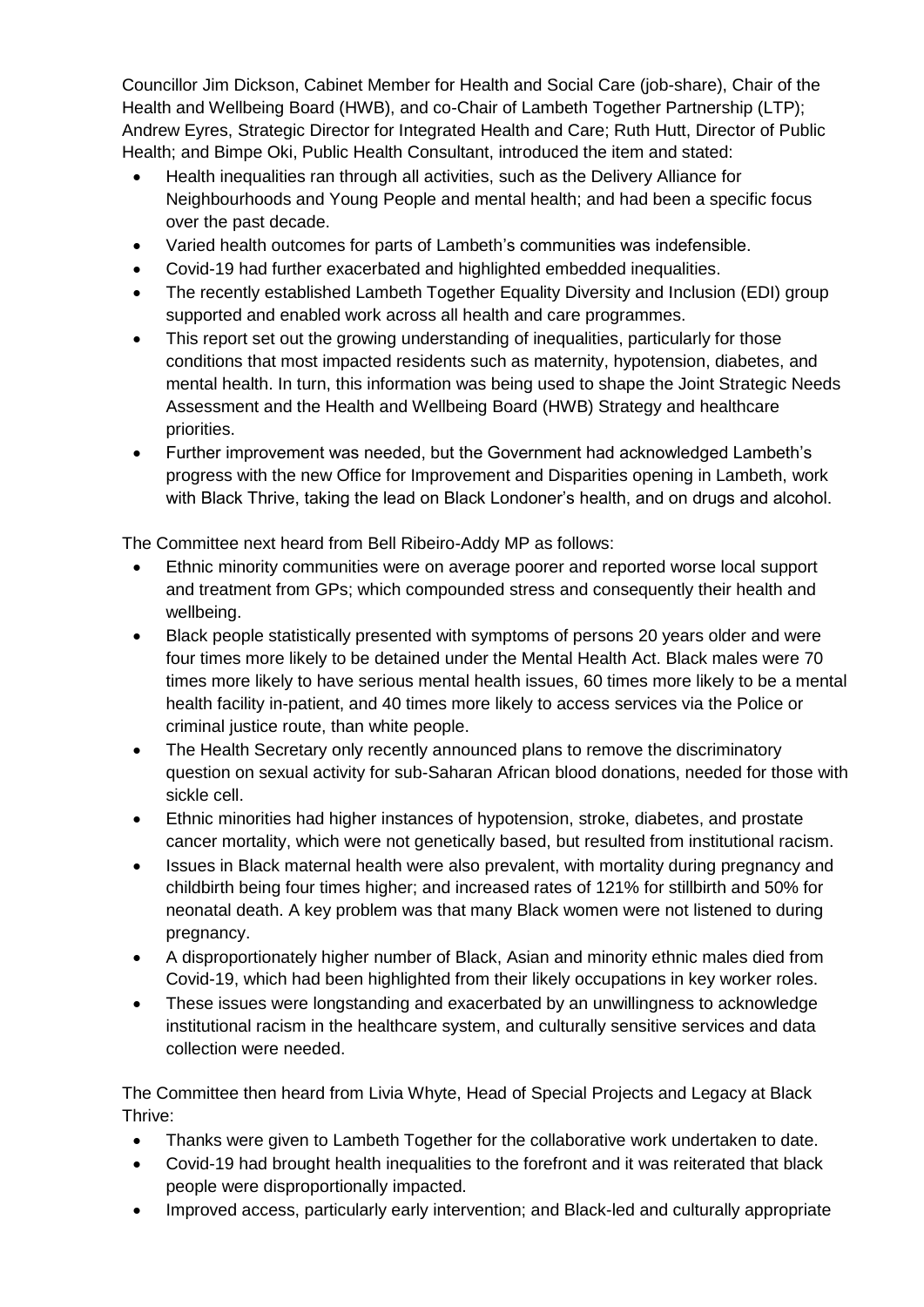Councillor Jim Dickson, Cabinet Member for Health and Social Care (job-share), Chair of the Health and Wellbeing Board (HWB), and co-Chair of Lambeth Together Partnership (LTP); Andrew Eyres, Strategic Director for Integrated Health and Care; Ruth Hutt, Director of Public Health; and Bimpe Oki, Public Health Consultant, introduced the item and stated:

- Health inequalities ran through all activities, such as the Delivery Alliance for Neighbourhoods and Young People and mental health; and had been a specific focus over the past decade.
- Varied health outcomes for parts of Lambeth's communities was indefensible.
- Covid-19 had further exacerbated and highlighted embedded inequalities.
- The recently established Lambeth Together Equality Diversity and Inclusion (EDI) group supported and enabled work across all health and care programmes.
- This report set out the growing understanding of inequalities, particularly for those conditions that most impacted residents such as maternity, hypotension, diabetes, and mental health. In turn, this information was being used to shape the Joint Strategic Needs Assessment and the Health and Wellbeing Board (HWB) Strategy and healthcare priorities.
- Further improvement was needed, but the Government had acknowledged Lambeth's progress with the new Office for Improvement and Disparities opening in Lambeth, work with Black Thrive, taking the lead on Black Londoner's health, and on drugs and alcohol.

The Committee next heard from Bell Ribeiro-Addy MP as follows:

- Ethnic minority communities were on average poorer and reported worse local support and treatment from GPs; which compounded stress and consequently their health and wellbeing.
- Black people statistically presented with symptoms of persons 20 years older and were four times more likely to be detained under the Mental Health Act. Black males were 70 times more likely to have serious mental health issues, 60 times more likely to be a mental health facility in-patient, and 40 times more likely to access services via the Police or criminal justice route, than white people.
- The Health Secretary only recently announced plans to remove the discriminatory question on sexual activity for sub-Saharan African blood donations, needed for those with sickle cell.
- Ethnic minorities had higher instances of hypotension, stroke, diabetes, and prostate cancer mortality, which were not genetically based, but resulted from institutional racism.
- Issues in Black maternal health were also prevalent, with mortality during pregnancy and childbirth being four times higher; and increased rates of 121% for stillbirth and 50% for neonatal death. A key problem was that many Black women were not listened to during pregnancy.
- A disproportionately higher number of Black, Asian and minority ethnic males died from Covid-19, which had been highlighted from their likely occupations in key worker roles.
- These issues were longstanding and exacerbated by an unwillingness to acknowledge institutional racism in the healthcare system, and culturally sensitive services and data collection were needed.

The Committee then heard from Livia Whyte, Head of Special Projects and Legacy at Black Thrive:

- Thanks were given to Lambeth Together for the collaborative work undertaken to date.
- Covid-19 had brought health inequalities to the forefront and it was reiterated that black people were disproportionally impacted.
- Improved access, particularly early intervention; and Black-led and culturally appropriate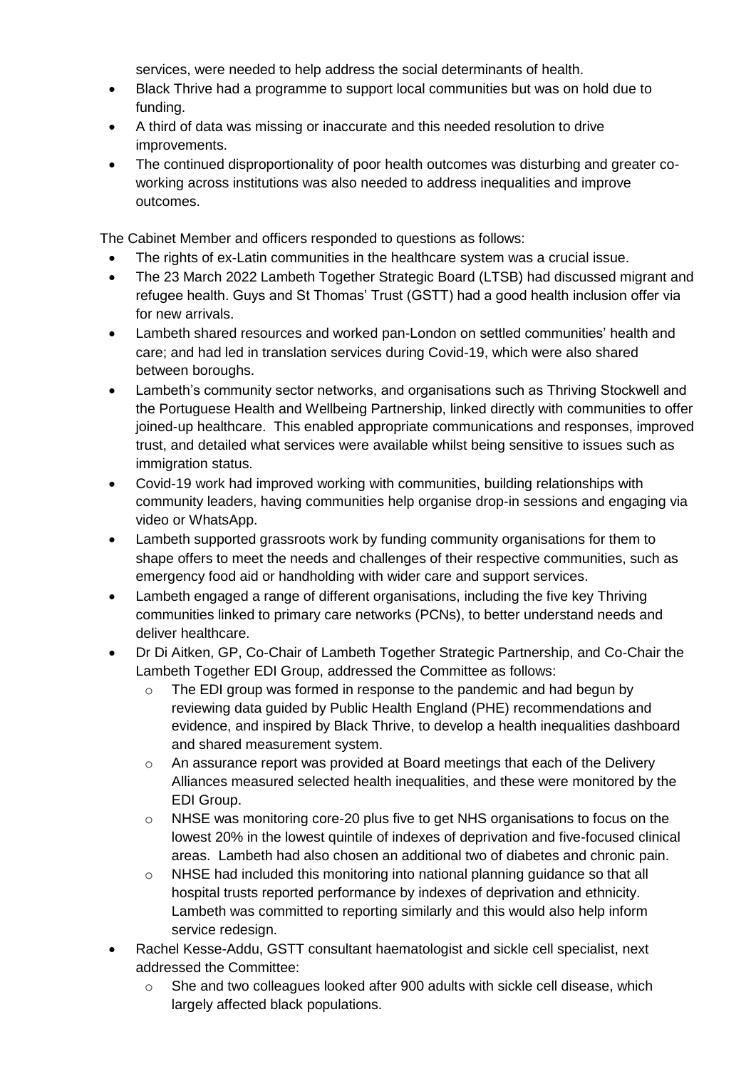services, were needed to help address the social determinants of health.

- Black Thrive had a programme to support local communities but was on hold due to funding.
- A third of data was missing or inaccurate and this needed resolution to drive improvements.
- The continued disproportionality of poor health outcomes was disturbing and greater co-working across institutions was also needed to address inequalities and improve outcomes.

The Cabinet Member and officers responded to questions as follows:

- The rights of ex-Latin communities in the healthcare system was a crucial issue.
- The 23 March 2022 Lambeth Together Strategic Board (LTSB) had discussed migrant and refugee health. Guys and St Thomas' Trust (GSTT) had a good health inclusion offer via for new arrivals.
- Lambeth shared resources and worked pan-London on settled communities' health and care; and had led in translation services during Covid-19, which were also shared between boroughs.
- Lambeth's community sector networks, and organisations such as Thriving Stockwell and the Portuguese Health and Wellbeing Partnership, linked directly with communities to offer joined-up healthcare. This enabled appropriate communications and responses, improved trust, and detailed what services were available whilst being sensitive to issues such as immigration status.
- Covid-19 work had improved working with communities, building relationships with community leaders, having communities help organise drop-in sessions and engaging via video or WhatsApp.
- Lambeth supported grassroots work by funding community organisations for them to shape offers to meet the needs and challenges of their respective communities, such as emergency food aid or handholding with wider care and support services.
- Lambeth engaged a range of different organisations, including the five key Thriving communities linked to primary care networks (PCNs), to better understand needs and deliver healthcare.
- Dr Di Aitken, GP, Co-Chair of Lambeth Together Strategic Partnership, and Co-Chair the Lambeth Together EDI Group, addressed the Committee as follows:
  - The EDI group was formed in response to the pandemic and had begun by reviewing data guided by Public Health England (PHE) recommendations and evidence, and inspired by Black Thrive, to develop a health inequalities dashboard and shared measurement system.
  - An assurance report was provided at Board meetings that each of the Delivery Alliances measured selected health inequalities, and these were monitored by the EDI Group.
  - NHSE was monitoring core-20 plus five to get NHS organisations to focus on the lowest 20% in the lowest quintile of indexes of deprivation and five-focused clinical areas. Lambeth had also chosen an additional two of diabetes and chronic pain.
  - NHSE had included this monitoring into national planning guidance so that all hospital trusts reported performance by indexes of deprivation and ethnicity. Lambeth was committed to reporting similarly and this would also help inform service redesign.
- Rachel Kesse-Addu, GSTT consultant haematologist and sickle cell specialist, next addressed the Committee:
  - She and two colleagues looked after 900 adults with sickle cell disease, which largely affected black populations.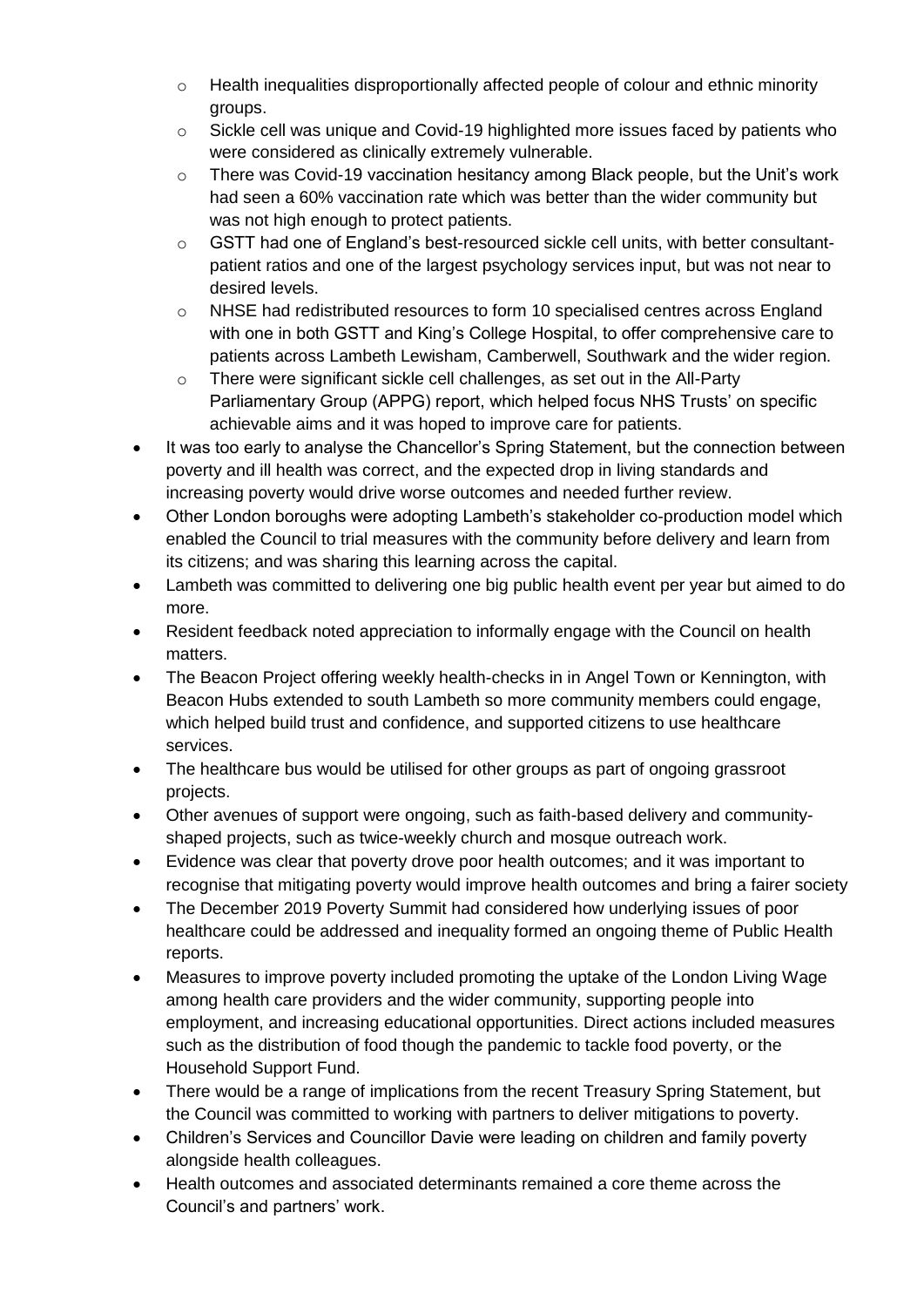- Health inequalities disproportionally affected people of colour and ethnic minority groups.
    - Sickle cell was unique and Covid-19 highlighted more issues faced by patients who were considered as clinically extremely vulnerable.
    - There was Covid-19 vaccination hesitancy among Black people, but the Unit's work had seen a 60% vaccination rate which was better than the wider community but was not high enough to protect patients.
    - GSTT had one of England's best-resourced sickle cell units, with better consultant-patient ratios and one of the largest psychology services input, but was not near to desired levels.
    - NHSE had redistributed resources to form 10 specialised centres across England with one in both GSTT and King's College Hospital, to offer comprehensive care to patients across Lambeth Lewisham, Camberwell, Southwark and the wider region.
    - There were significant sickle cell challenges, as set out in the All-Party Parliamentary Group (APPG) report, which helped focus NHS Trusts' on specific achievable aims and it was hoped to improve care for patients.
- It was too early to analyse the Chancellor's Spring Statement, but the connection between poverty and ill health was correct, and the expected drop in living standards and increasing poverty would drive worse outcomes and needed further review.
- Other London boroughs were adopting Lambeth's stakeholder co-production model which enabled the Council to trial measures with the community before delivery and learn from its citizens; and was sharing this learning across the capital.
- Lambeth was committed to delivering one big public health event per year but aimed to do more.
- Resident feedback noted appreciation to informally engage with the Council on health matters.
- The Beacon Project offering weekly health-checks in in Angel Town or Kennington, with Beacon Hubs extended to south Lambeth so more community members could engage, which helped build trust and confidence, and supported citizens to use healthcare services.
- The healthcare bus would be utilised for other groups as part of ongoing grassroot projects.
- Other avenues of support were ongoing, such as faith-based delivery and community-shaped projects, such as twice-weekly church and mosque outreach work.
- Evidence was clear that poverty drove poor health outcomes; and it was important to recognise that mitigating poverty would improve health outcomes and bring a fairer society
- The December 2019 Poverty Summit had considered how underlying issues of poor healthcare could be addressed and inequality formed an ongoing theme of Public Health reports.
- Measures to improve poverty included promoting the uptake of the London Living Wage among health care providers and the wider community, supporting people into employment, and increasing educational opportunities. Direct actions included measures such as the distribution of food though the pandemic to tackle food poverty, or the Household Support Fund.
- There would be a range of implications from the recent Treasury Spring Statement, but the Council was committed to working with partners to deliver mitigations to poverty.
- Children's Services and Councillor Davie were leading on children and family poverty alongside health colleagues.
- Health outcomes and associated determinants remained a core theme across the Council's and partners' work.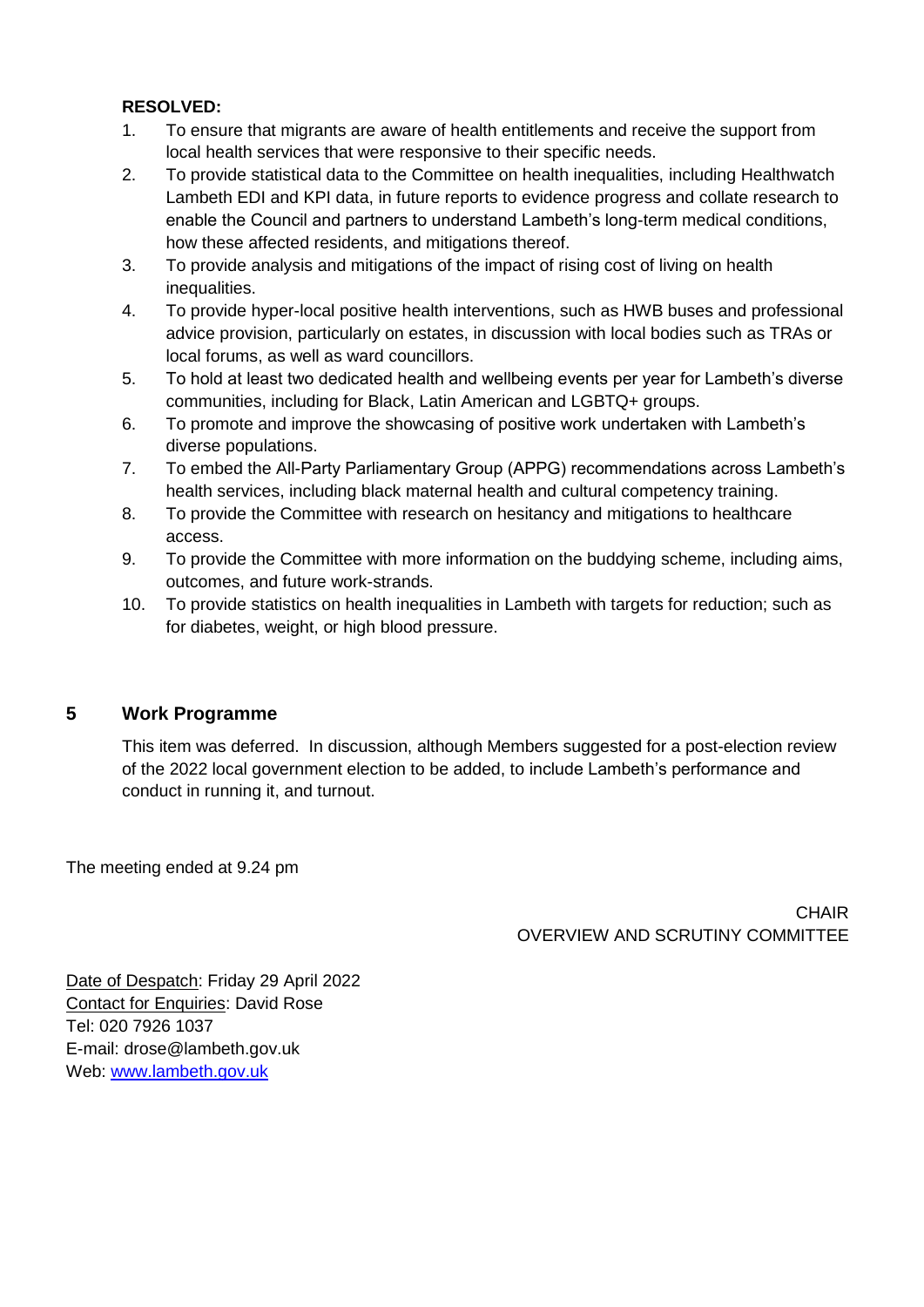**RESOLVED:**

1. To ensure that migrants are aware of health entitlements and receive the support from local health services that were responsive to their specific needs.
2. To provide statistical data to the Committee on health inequalities, including Healthwatch Lambeth EDI and KPI data, in future reports to evidence progress and collate research to enable the Council and partners to understand Lambeth's long-term medical conditions, how these affected residents, and mitigations thereof.
3. To provide analysis and mitigations of the impact of rising cost of living on health inequalities.
4. To provide hyper-local positive health interventions, such as HWB buses and professional advice provision, particularly on estates, in discussion with local bodies such as TRAs or local forums, as well as ward councillors.
5. To hold at least two dedicated health and wellbeing events per year for Lambeth's diverse communities, including for Black, Latin American and LGBTQ+ groups.
6. To promote and improve the showcasing of positive work undertaken with Lambeth's diverse populations.
7. To embed the All-Party Parliamentary Group (APPG) recommendations across Lambeth's health services, including black maternal health and cultural competency training.
8. To provide the Committee with research on hesitancy and mitigations to healthcare access.
9. To provide the Committee with more information on the buddying scheme, including aims, outcomes, and future work-strands.
10. To provide statistics on health inequalities in Lambeth with targets for reduction; such as for diabetes, weight, or high blood pressure.

## 5 Work Programme

This item was deferred. In discussion, although Members suggested for a post-election review of the 2022 local government election to be added, to include Lambeth's performance and conduct in running it, and turnout.

The meeting ended at 9.24 pm

CHAIR
OVERVIEW AND SCRUTINY COMMITTEE

Date of Despatch: Friday 29 April 2022
Contact for Enquiries: David Rose
Tel: 020 7926 1037
E-mail: drose@lambeth.gov.uk
Web: [www.lambeth.gov.uk](http://www.lambeth.gov.uk)